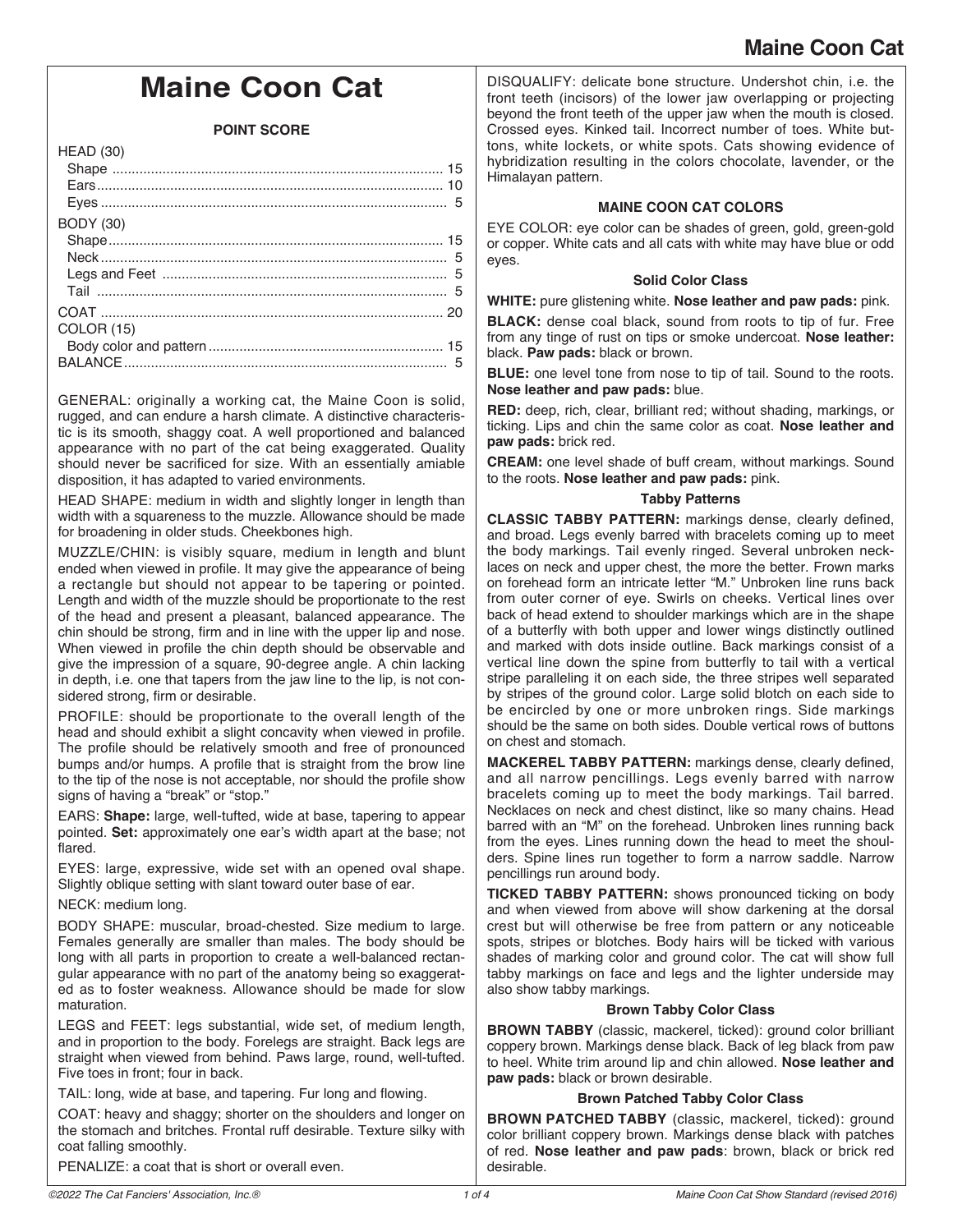# Maine Coon Cat

## POINT SCORE

| | |
|---|---|
| **HEAD (30)** | |
| Shape | 15 |
| Ears | 10 |
| Eyes | 5 |
| **BODY (30)** | |
| Shape | 15 |
| Neck | 5 |
| Legs and Feet | 5 |
| Tail | 5 |
| COAT | 20 |
| **COLOR (15)** | |
| Body color and pattern | 15 |
| BALANCE | 5 |

GENERAL: originally a working cat, the Maine Coon is solid, rugged, and can endure a harsh climate. A distinctive characteristic is its smooth, shaggy coat. A well proportioned and balanced appearance with no part of the cat being exaggerated. Quality should never be sacrificed for size. With an essentially amiable disposition, it has adapted to varied environments.

HEAD SHAPE: medium in width and slightly longer in length than width with a squareness to the muzzle. Allowance should be made for broadening in older studs. Cheekbones high.

MUZZLE/CHIN: is visibly square, medium in length and blunt ended when viewed in profile. It may give the appearance of being a rectangle but should not appear to be tapering or pointed. Length and width of the muzzle should be proportionate to the rest of the head and present a pleasant, balanced appearance. The chin should be strong, firm and in line with the upper lip and nose. When viewed in profile the chin depth should be observable and give the impression of a square, 90-degree angle. A chin lacking in depth, i.e. one that tapers from the jaw line to the lip, is not considered strong, firm or desirable.

PROFILE: should be proportionate to the overall length of the head and should exhibit a slight concavity when viewed in profile. The profile should be relatively smooth and free of pronounced bumps and/or humps. A profile that is straight from the brow line to the tip of the nose is not acceptable, nor should the profile show signs of having a "break" or "stop."

EARS: **Shape:** large, well-tufted, wide at base, tapering to appear pointed. **Set:** approximately one ear's width apart at the base; not flared.

EYES: large, expressive, wide set with an opened oval shape. Slightly oblique setting with slant toward outer base of ear.

NECK: medium long.

BODY SHAPE: muscular, broad-chested. Size medium to large. Females generally are smaller than males. The body should be long with all parts in proportion to create a well-balanced rectangular appearance with no part of the anatomy being so exaggerated as to foster weakness. Allowance should be made for slow maturation.

LEGS and FEET: legs substantial, wide set, of medium length, and in proportion to the body. Forelegs are straight. Back legs are straight when viewed from behind. Paws large, round, well-tufted. Five toes in front; four in back.

TAIL: long, wide at base, and tapering. Fur long and flowing.

COAT: heavy and shaggy; shorter on the shoulders and longer on the stomach and britches. Frontal ruff desirable. Texture silky with coat falling smoothly.

PENALIZE: a coat that is short or overall even.

DISQUALIFY: delicate bone structure. Undershot chin, i.e. the front teeth (incisors) of the lower jaw overlapping or projecting beyond the front teeth of the upper jaw when the mouth is closed. Crossed eyes. Kinked tail. Incorrect number of toes. White buttons, white lockets, or white spots. Cats showing evidence of hybridization resulting in the colors chocolate, lavender, or the Himalayan pattern.

## MAINE COON CAT COLORS

EYE COLOR: eye color can be shades of green, gold, green-gold or copper. White cats and all cats with white may have blue or odd eyes.

### Solid Color Class

**WHITE:** pure glistening white. **Nose leather and paw pads:** pink.

**BLACK:** dense coal black, sound from roots to tip of fur. Free from any tinge of rust on tips or smoke undercoat. **Nose leather:** black. **Paw pads:** black or brown.

**BLUE:** one level tone from nose to tip of tail. Sound to the roots. **Nose leather and paw pads:** blue.

**RED:** deep, rich, clear, brilliant red; without shading, markings, or ticking. Lips and chin the same color as coat. **Nose leather and paw pads:** brick red.

**CREAM:** one level shade of buff cream, without markings. Sound to the roots. **Nose leather and paw pads:** pink.

### Tabby Patterns

**CLASSIC TABBY PATTERN:** markings dense, clearly defined, and broad. Legs evenly barred with bracelets coming up to meet the body markings. Tail evenly ringed. Several unbroken necklaces on neck and upper chest, the more the better. Frown marks on forehead form an intricate letter "M." Unbroken line runs back from outer corner of eye. Swirls on cheeks. Vertical lines over back of head extend to shoulder markings which are in the shape of a butterfly with both upper and lower wings distinctly outlined and marked with dots inside outline. Back markings consist of a vertical line down the spine from butterfly to tail with a vertical stripe paralleling it on each side, the three stripes well separated by stripes of the ground color. Large solid blotch on each side to be encircled by one or more unbroken rings. Side markings should be the same on both sides. Double vertical rows of buttons on chest and stomach.

**MACKEREL TABBY PATTERN:** markings dense, clearly defined, and all narrow pencillings. Legs evenly barred with narrow bracelets coming up to meet the body markings. Tail barred. Necklaces on neck and chest distinct, like so many chains. Head barred with an "M" on the forehead. Unbroken lines running back from the eyes. Lines running down the head to meet the shoulders. Spine lines run together to form a narrow saddle. Narrow pencillings run around body.

**TICKED TABBY PATTERN:** shows pronounced ticking on body and when viewed from above will show darkening at the dorsal crest but will otherwise be free from pattern or any noticeable spots, stripes or blotches. Body hairs will be ticked with various shades of marking color and ground color. The cat will show full tabby markings on face and legs and the lighter underside may also show tabby markings.

### Brown Tabby Color Class

**BROWN TABBY** (classic, mackerel, ticked): ground color brilliant coppery brown. Markings dense black. Back of leg black from paw to heel. White trim around lip and chin allowed. **Nose leather and paw pads:** black or brown desirable.

### Brown Patched Tabby Color Class

**BROWN PATCHED TABBY** (classic, mackerel, ticked): ground color brilliant coppery brown. Markings dense black with patches of red. **Nose leather and paw pads**: brown, black or brick red desirable.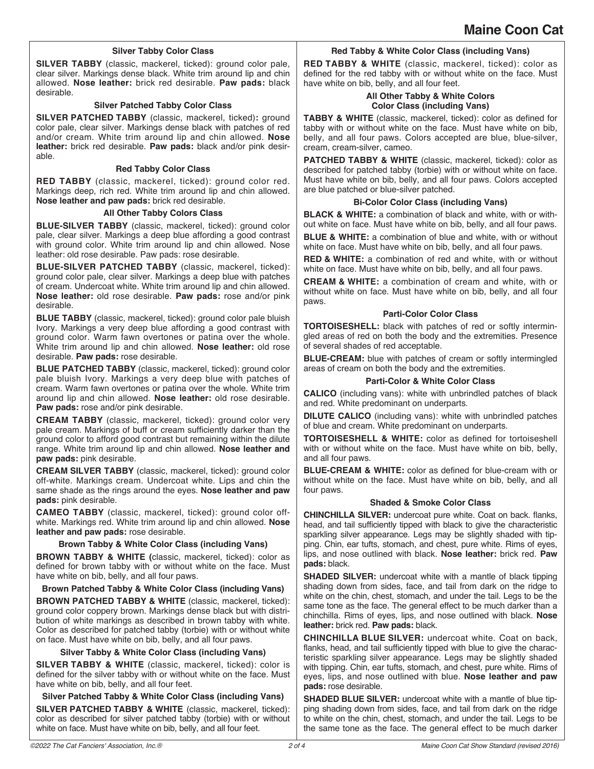#### Silver Tabby Color Class

**SILVER TABBY** (classic, mackerel, ticked): ground color pale, clear silver. Markings dense black. White trim around lip and chin allowed. **Nose leather:** brick red desirable. **Paw pads:** black desirable.

#### Silver Patched Tabby Color Class

**SILVER PATCHED TABBY** (classic, mackerel, ticked)**:** ground color pale, clear silver. Markings dense black with patches of red and/or cream. White trim around lip and chin allowed. **Nose leather:** brick red desirable. **Paw pads:** black and/or pink desirable.

#### Red Tabby Color Class

**RED TABBY** (classic, mackerel, ticked): ground color red. Markings deep, rich red. White trim around lip and chin allowed. **Nose leather and paw pads:** brick red desirable.

#### All Other Tabby Colors Class

**BLUE-SILVER TABBY** (classic, mackerel, ticked): ground color pale, clear silver. Markings a deep blue affording a good contrast with ground color. White trim around lip and chin allowed. Nose leather: old rose desirable. Paw pads: rose desirable.

**BLUE-SILVER PATCHED TABBY** (classic, mackerel, ticked): ground color pale, clear silver. Markings a deep blue with patches of cream. Undercoat white. White trim around lip and chin allowed. **Nose leather:** old rose desirable. **Paw pads:** rose and/or pink desirable.

**BLUE TABBY** (classic, mackerel, ticked): ground color pale bluish Ivory. Markings a very deep blue affording a good contrast with ground color. Warm fawn overtones or patina over the whole. White trim around lip and chin allowed. **Nose leather:** old rose desirable. **Paw pads:** rose desirable.

**BLUE PATCHED TABBY** (classic, mackerel, ticked): ground color pale bluish Ivory. Markings a very deep blue with patches of cream. Warm fawn overtones or patina over the whole. White trim around lip and chin allowed. **Nose leather:** old rose desirable. **Paw pads:** rose and/or pink desirable.

**CREAM TABBY** (classic, mackerel, ticked): ground color very pale cream. Markings of buff or cream sufficiently darker than the ground color to afford good contrast but remaining within the dilute range. White trim around lip and chin allowed. **Nose leather and paw pads:** pink desirable.

**CREAM SILVER TABBY** (classic, mackerel, ticked): ground color off-white. Markings cream. Undercoat white. Lips and chin the same shade as the rings around the eyes. **Nose leather and paw pads:** pink desirable.

**CAMEO TABBY** (classic, mackerel, ticked): ground color off-white. Markings red. White trim around lip and chin allowed. **Nose leather and paw pads:** rose desirable.

#### Brown Tabby & White Color Class (including Vans)

**BROWN TABBY & WHITE (**classic, mackerel, ticked): color as defined for brown tabby with or without white on the face. Must have white on bib, belly, and all four paws.

#### Brown Patched Tabby & White Color Class (including Vans)

**BROWN PATCHED TABBY & WHITE** (classic, mackerel, ticked): ground color coppery brown. Markings dense black but with distribution of white markings as described in brown tabby with white. Color as described for patched tabby (torbie) with or without white on face. Must have white on bib, belly, and all four paws.

#### Silver Tabby & White Color Class (including Vans)

**SILVER TABBY & WHITE** (classic, mackerel, ticked): color is defined for the silver tabby with or without white on the face. Must have white on bib, belly, and all four feet.

#### Silver Patched Tabby & White Color Class (including Vans)

**SILVER PATCHED TABBY & WHITE** (classic, mackerel, ticked): color as described for silver patched tabby (torbie) with or without white on face. Must have white on bib, belly, and all four feet.

#### Red Tabby & White Color Class (including Vans)

**RED TABBY & WHITE** (classic, mackerel, ticked): color as defined for the red tabby with or without white on the face. Must have white on bib, belly, and all four feet.

#### All Other Tabby & White Colors Color Class (including Vans)

**TABBY & WHITE** (classic, mackerel, ticked): color as defined for tabby with or without white on the face. Must have white on bib, belly, and all four paws. Colors accepted are blue, blue-silver, cream, cream-silver, cameo.

**PATCHED TABBY & WHITE** (classic, mackerel, ticked): color as described for patched tabby (torbie) with or without white on face. Must have white on bib, belly, and all four paws. Colors accepted are blue patched or blue-silver patched.

#### Bi-Color Color Class (including Vans)

**BLACK & WHITE:** a combination of black and white, with or without white on face. Must have white on bib, belly, and all four paws.

**BLUE & WHITE:** a combination of blue and white, with or without white on face. Must have white on bib, belly, and all four paws.

**RED & WHITE:** a combination of red and white, with or without white on face. Must have white on bib, belly, and all four paws.

**CREAM & WHITE:** a combination of cream and white, with or without white on face. Must have white on bib, belly, and all four paws.

#### Parti-Color Color Class

**TORTOISESHELL:** black with patches of red or softly intermingled areas of red on both the body and the extremities. Presence of several shades of red acceptable.

**BLUE-CREAM:** blue with patches of cream or softly intermingled areas of cream on both the body and the extremities.

#### Parti-Color & White Color Class

**CALICO** (including vans): white with unbrindled patches of black and red. White predominant on underparts.

**DILUTE CALICO** (including vans): white with unbrindled patches of blue and cream. White predominant on underparts.

**TORTOISESHELL & WHITE:** color as defined for tortoiseshell with or without white on the face. Must have white on bib, belly, and all four paws.

**BLUE-CREAM & WHITE:** color as defined for blue-cream with or without white on the face. Must have white on bib, belly, and all four paws.

#### Shaded & Smoke Color Class

**CHINCHILLA SILVER:** undercoat pure white. Coat on back. flanks, head, and tail sufficiently tipped with black to give the characteristic sparkling silver appearance. Legs may be slightly shaded with tipping. Chin, ear tufts, stomach, and chest, pure white. Rims of eyes, lips, and nose outlined with black. **Nose leather:** brick red. **Paw pads:** black.

**SHADED SILVER:** undercoat white with a mantle of black tipping shading down from sides, face, and tail from dark on the ridge to white on the chin, chest, stomach, and under the tail. Legs to be the same tone as the face. The general effect to be much darker than a chinchilla. Rims of eyes, lips, and nose outlined with black. **Nose leather:** brick red. **Paw pads:** black.

**CHINCHILLA BLUE SILVER:** undercoat white. Coat on back, flanks, head, and tail sufficiently tipped with blue to give the characteristic sparkling silver appearance. Legs may be slightly shaded with tipping. Chin, ear tufts, stomach, and chest, pure white. Rims of eyes, lips, and nose outlined with blue. **Nose leather and paw pads:** rose desirable.

**SHADED BLUE SILVER:** undercoat white with a mantle of blue tipping shading down from sides, face, and tail from dark on the ridge to white on the chin, chest, stomach, and under the tail. Legs to be the same tone as the face. The general effect to be much darker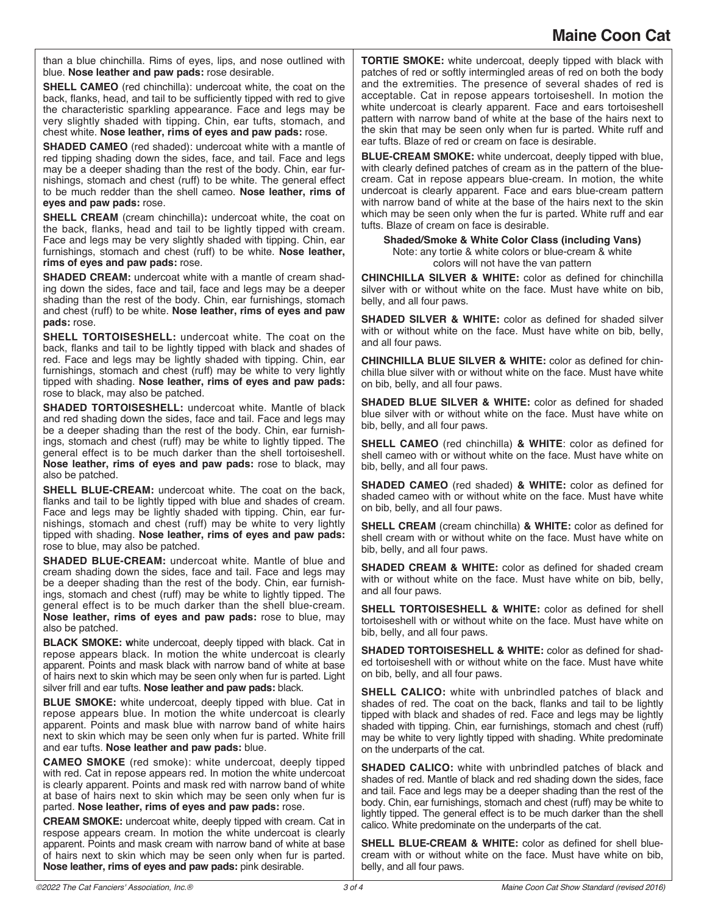than a blue chinchilla. Rims of eyes, lips, and nose outlined with blue. **Nose leather and paw pads:** rose desirable.

**SHELL CAMEO** (red chinchilla): undercoat white, the coat on the back, flanks, head, and tail to be sufficiently tipped with red to give the characteristic sparkling appearance. Face and legs may be very slightly shaded with tipping. Chin, ear tufts, stomach, and chest white. **Nose leather, rims of eyes and paw pads:** rose.

**SHADED CAMEO** (red shaded): undercoat white with a mantle of red tipping shading down the sides, face, and tail. Face and legs may be a deeper shading than the rest of the body. Chin, ear furnishings, stomach and chest (ruff) to be white. The general effect to be much redder than the shell cameo. **Nose leather, rims of eyes and paw pads:** rose.

**SHELL CREAM** (cream chinchilla)**:** undercoat white, the coat on the back, flanks, head and tail to be lightly tipped with cream. Face and legs may be very slightly shaded with tipping. Chin, ear furnishings, stomach and chest (ruff) to be white. **Nose leather, rims of eyes and paw pads:** rose.

**SHADED CREAM:** undercoat white with a mantle of cream shading down the sides, face and tail, face and legs may be a deeper shading than the rest of the body. Chin, ear furnishings, stomach and chest (ruff) to be white. **Nose leather, rims of eyes and paw pads:** rose.

**SHELL TORTOISESHELL:** undercoat white. The coat on the back, flanks and tail to be lightly tipped with black and shades of red. Face and legs may be lightly shaded with tipping. Chin, ear furnishings, stomach and chest (ruff) may be white to very lightly tipped with shading. **Nose leather, rims of eyes and paw pads:** rose to black, may also be patched.

**SHADED TORTOISESHELL:** undercoat white. Mantle of black and red shading down the sides, face and tail. Face and legs may be a deeper shading than the rest of the body. Chin, ear furnishings, stomach and chest (ruff) may be white to lightly tipped. The general effect is to be much darker than the shell tortoiseshell. **Nose leather, rims of eyes and paw pads:** rose to black, may also be patched.

**SHELL BLUE-CREAM:** undercoat white. The coat on the back, flanks and tail to be lightly tipped with blue and shades of cream. Face and legs may be lightly shaded with tipping. Chin, ear furnishings, stomach and chest (ruff) may be white to very lightly tipped with shading. **Nose leather, rims of eyes and paw pads:** rose to blue, may also be patched.

**SHADED BLUE-CREAM:** undercoat white. Mantle of blue and cream shading down the sides, face and tail. Face and legs may be a deeper shading than the rest of the body. Chin, ear furnishings, stomach and chest (ruff) may be white to lightly tipped. The general effect is to be much darker than the shell blue-cream. **Nose leather, rims of eyes and paw pads:** rose to blue, may also be patched.

**BLACK SMOKE: w**hite undercoat, deeply tipped with black. Cat in repose appears black. In motion the white undercoat is clearly apparent. Points and mask black with narrow band of white at base of hairs next to skin which may be seen only when fur is parted. Light silver frill and ear tufts. **Nose leather and paw pads:** black.

**BLUE SMOKE:** white undercoat, deeply tipped with blue. Cat in repose appears blue. In motion the white undercoat is clearly apparent. Points and mask blue with narrow band of white hairs next to skin which may be seen only when fur is parted. White frill and ear tufts. **Nose leather and paw pads:** blue.

**CAMEO SMOKE** (red smoke): white undercoat, deeply tipped with red. Cat in repose appears red. In motion the white undercoat is clearly apparent. Points and mask red with narrow band of white at base of hairs next to skin which may be seen only when fur is parted. **Nose leather, rims of eyes and paw pads:** rose.

**CREAM SMOKE:** undercoat white, deeply tipped with cream. Cat in respose appears cream. In motion the white undercoat is clearly apparent. Points and mask cream with narrow band of white at base of hairs next to skin which may be seen only when fur is parted. **Nose leather, rims of eyes and paw pads:** pink desirable.

**TORTIE SMOKE:** white undercoat, deeply tipped with black with patches of red or softly intermingled areas of red on both the body and the extremities. The presence of several shades of red is acceptable. Cat in repose appears tortoiseshell. In motion the white undercoat is clearly apparent. Face and ears tortoiseshell pattern with narrow band of white at the base of the hairs next to the skin that may be seen only when fur is parted. White ruff and ear tufts. Blaze of red or cream on face is desirable.

**BLUE-CREAM SMOKE:** white undercoat, deeply tipped with blue, with clearly defined patches of cream as in the pattern of the blue-cream. Cat in repose appears blue-cream. In motion, the white undercoat is clearly apparent. Face and ears blue-cream pattern with narrow band of white at the base of the hairs next to the skin which may be seen only when the fur is parted. White ruff and ear tufts. Blaze of cream on face is desirable.

### Shaded/Smoke & White Color Class (including Vans)

Note: any tortie & white colors or blue-cream & white colors will not have the van pattern

**CHINCHILLA SILVER & WHITE:** color as defined for chinchilla silver with or without white on the face. Must have white on bib, belly, and all four paws.

**SHADED SILVER & WHITE:** color as defined for shaded silver with or without white on the face. Must have white on bib, belly, and all four paws.

**CHINCHILLA BLUE SILVER & WHITE:** color as defined for chinchilla blue silver with or without white on the face. Must have white on bib, belly, and all four paws.

**SHADED BLUE SILVER & WHITE:** color as defined for shaded blue silver with or without white on the face. Must have white on bib, belly, and all four paws.

**SHELL CAMEO** (red chinchilla) **& WHITE**: color as defined for shell cameo with or without white on the face. Must have white on bib, belly, and all four paws.

**SHADED CAMEO** (red shaded) **& WHITE:** color as defined for shaded cameo with or without white on the face. Must have white on bib, belly, and all four paws.

**SHELL CREAM** (cream chinchilla) **& WHITE:** color as defined for shell cream with or without white on the face. Must have white on bib, belly, and all four paws.

**SHADED CREAM & WHITE:** color as defined for shaded cream with or without white on the face. Must have white on bib, belly, and all four paws.

**SHELL TORTOISESHELL & WHITE:** color as defined for shell tortoiseshell with or without white on the face. Must have white on bib, belly, and all four paws.

**SHADED TORTOISESHELL & WHITE:** color as defined for shaded tortoiseshell with or without white on the face. Must have white on bib, belly, and all four paws.

**SHELL CALICO:** white with unbrindled patches of black and shades of red. The coat on the back, flanks and tail to be lightly tipped with black and shades of red. Face and legs may be lightly shaded with tipping. Chin, ear furnishings, stomach and chest (ruff) may be white to very lightly tipped with shading. White predominate on the underparts of the cat.

**SHADED CALICO:** white with unbrindled patches of black and shades of red. Mantle of black and red shading down the sides, face and tail. Face and legs may be a deeper shading than the rest of the body. Chin, ear furnishings, stomach and chest (ruff) may be white to lightly tipped. The general effect is to be much darker than the shell calico. White predominate on the underparts of the cat.

**SHELL BLUE-CREAM & WHITE:** color as defined for shell blue-cream with or without white on the face. Must have white on bib, belly, and all four paws.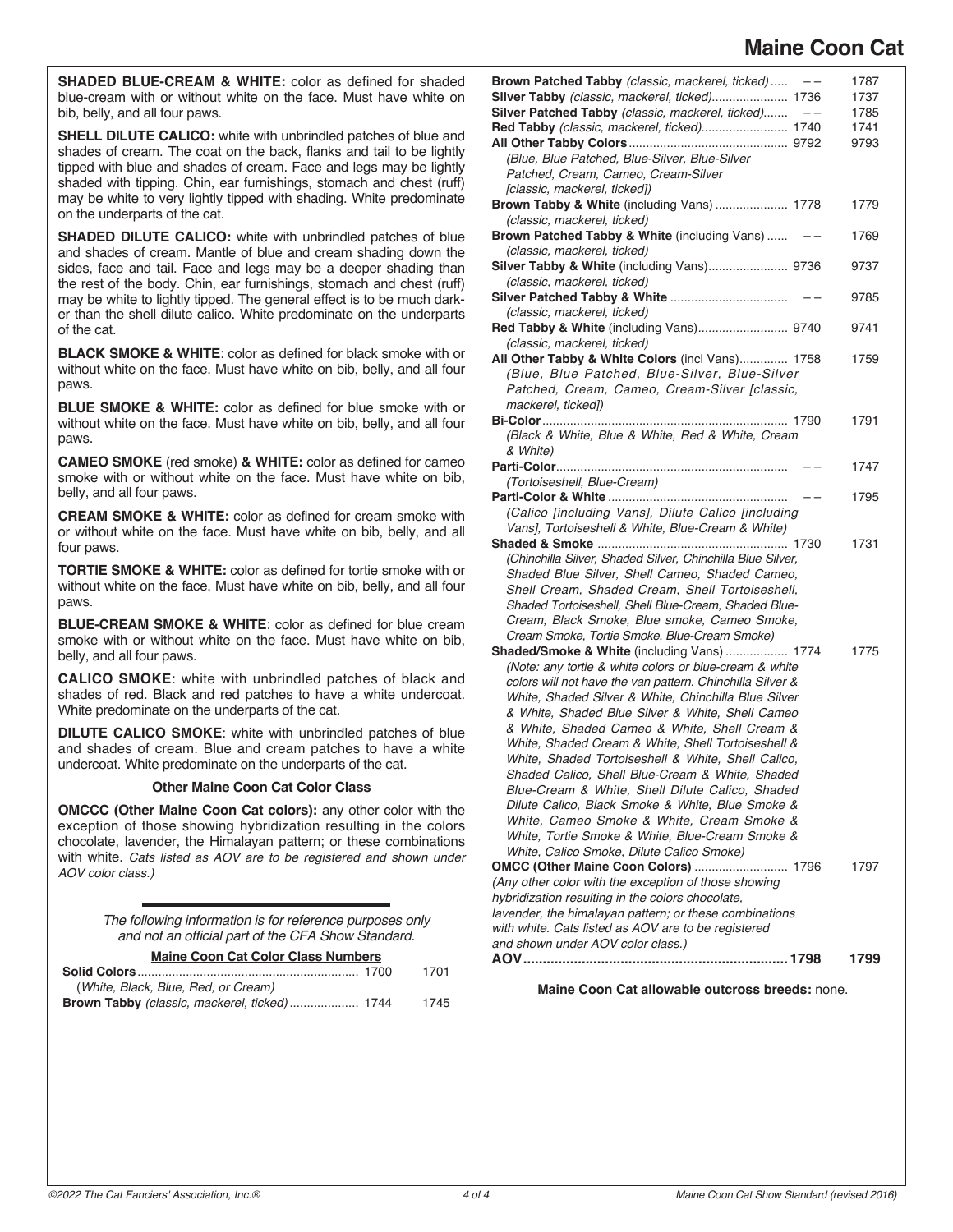**SHADED BLUE-CREAM & WHITE:** color as defined for shaded blue-cream with or without white on the face. Must have white on bib, belly, and all four paws.

**SHELL DILUTE CALICO:** white with unbrindled patches of blue and shades of cream. The coat on the back, flanks and tail to be lightly tipped with blue and shades of cream. Face and legs may be lightly shaded with tipping. Chin, ear furnishings, stomach and chest (ruff) may be white to very lightly tipped with shading. White predominate on the underparts of the cat.

**SHADED DILUTE CALICO:** white with unbrindled patches of blue and shades of cream. Mantle of blue and cream shading down the sides, face and tail. Face and legs may be a deeper shading than the rest of the body. Chin, ear furnishings, stomach and chest (ruff) may be white to lightly tipped. The general effect is to be much darker than the shell dilute calico. White predominate on the underparts of the cat.

**BLACK SMOKE & WHITE**: color as defined for black smoke with or without white on the face. Must have white on bib, belly, and all four paws.

**BLUE SMOKE & WHITE:** color as defined for blue smoke with or without white on the face. Must have white on bib, belly, and all four paws.

**CAMEO SMOKE** (red smoke) **& WHITE:** color as defined for cameo smoke with or without white on the face. Must have white on bib, belly, and all four paws.

**CREAM SMOKE & WHITE:** color as defined for cream smoke with or without white on the face. Must have white on bib, belly, and all four paws.

**TORTIE SMOKE & WHITE:** color as defined for tortie smoke with or without white on the face. Must have white on bib, belly, and all four paws.

**BLUE-CREAM SMOKE & WHITE**: color as defined for blue cream smoke with or without white on the face. Must have white on bib, belly, and all four paws.

**CALICO SMOKE**: white with unbrindled patches of black and shades of red. Black and red patches to have a white undercoat. White predominate on the underparts of the cat.

**DILUTE CALICO SMOKE**: white with unbrindled patches of blue and shades of cream. Blue and cream patches to have a white undercoat. White predominate on the underparts of the cat.

### Other Maine Coon Cat Color Class

**OMCCC (Other Maine Coon Cat colors):** any other color with the exception of those showing hybridization resulting in the colors chocolate, lavender, the Himalayan pattern; or these combinations with white. *Cats listed as AOV are to be registered and shown under AOV color class.)*

---

*The following information is for reference purposes only and not an official part of the CFA Show Standard.*

**Maine Coon Cat Color Class Numbers**

| | | |
|---|---|---|
| **Solid Colors** (*White, Black, Blue, Red, or Cream*) | 1700 | 1701 |
| **Brown Tabby** *(classic, mackerel, ticked)* | 1744 | 1745 |
| **Brown Patched Tabby** *(classic, mackerel, ticked)* | – – | 1787 |
| **Silver Tabby** *(classic, mackerel, ticked)* | 1736 | 1737 |
| **Silver Patched Tabby** *(classic, mackerel, ticked)* | – – | 1785 |
| **Red Tabby** *(classic, mackerel, ticked)* | 1740 | 1741 |
| **All Other Tabby Colors** *(Blue, Blue Patched, Blue-Silver, Blue-Silver Patched, Cream, Cameo, Cream-Silver [classic, mackerel, ticked])* | 9792 | 9793 |
| **Brown Tabby & White** (including Vans) *(classic, mackerel, ticked)* | 1778 | 1779 |
| **Brown Patched Tabby & White** (including Vans) *(classic, mackerel, ticked)* | – – | 1769 |
| **Silver Tabby & White** (including Vans) *(classic, mackerel, ticked)* | 9736 | 9737 |
| **Silver Patched Tabby & White** *(classic, mackerel, ticked)* | – – | 9785 |
| **Red Tabby & White** (including Vans) *(classic, mackerel, ticked)* | 9740 | 9741 |
| **All Other Tabby & White Colors** (incl Vans) *(Blue, Blue Patched, Blue-Silver, Blue-Silver Patched, Cream, Cameo, Cream-Silver [classic, mackerel, ticked])* | 1758 | 1759 |
| **Bi-Color** *(Black & White, Blue & White, Red & White, Cream & White)* | 1790 | 1791 |
| **Parti-Color** *(Tortoiseshell, Blue-Cream)* | – – | 1747 |
| **Parti-Color & White** *(Calico [including Vans], Dilute Calico [including Vans], Tortoiseshell & White, Blue-Cream & White)* | – – | 1795 |
| **Shaded & Smoke** *(Chinchilla Silver, Shaded Silver, Chinchilla Blue Silver, Shaded Blue Silver, Shell Cameo, Shaded Cameo, Shell Cream, Shaded Cream, Shell Tortoiseshell, Shaded Tortoiseshell, Shell Blue-Cream, Shaded Blue-Cream, Black Smoke, Blue smoke, Cameo Smoke, Cream Smoke, Tortie Smoke, Blue-Cream Smoke)* | 1730 | 1731 |
| **Shaded/Smoke & White** (including Vans) *(Note: any tortie & white colors or blue-cream & white colors will not have the van pattern. Chinchilla Silver & White, Shaded Silver & White, Chinchilla Blue Silver & White, Shaded Blue Silver & White, Shell Cameo & White, Shaded Cameo & White, Shell Cream & White, Shaded Cream & White, Shell Tortoiseshell & White, Shaded Tortoiseshell & White, Shell Calico, Shaded Calico, Shell Blue-Cream & White, Shaded Blue-Cream & White, Shell Dilute Calico, Shaded Dilute Calico, Black Smoke & White, Blue Smoke & White, Cameo Smoke & White, Cream Smoke & White, Tortie Smoke & White, Blue-Cream Smoke & White, Calico Smoke, Dilute Calico Smoke)* | 1774 | 1775 |
| **OMCC (Other Maine Coon Colors)** *(Any other color with the exception of those showing hybridization resulting in the colors chocolate, lavender, the himalayan pattern; or these combinations with white. Cats listed as AOV are to be registered and shown under AOV color class.)* | 1796 | 1797 |
| **AOV** | **1798** | **1799** |

**Maine Coon Cat allowable outcross breeds:** none.